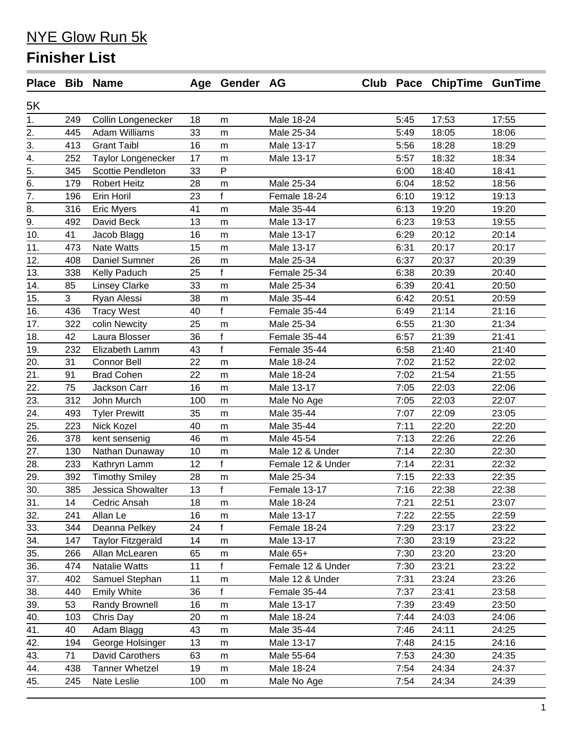# NYE Glow Run 5k

## Finisher List

| Place | Bib | Name | Age | Gender | AG | Club | Pace | ChipTime | GunTime |
|---|---|---|---|---|---|---|---|---|---|
| 5K | | | | | | | | | |
| 1. | 249 | Collin Longenecker | 18 | m | Male 18-24 | | 5:45 | 17:53 | 17:55 |
| 2. | 445 | Adam Williams | 33 | m | Male 25-34 | | 5:49 | 18:05 | 18:06 |
| 3. | 413 | Grant Taibl | 16 | m | Male 13-17 | | 5:56 | 18:28 | 18:29 |
| 4. | 252 | Taylor Longenecker | 17 | m | Male 13-17 | | 5:57 | 18:32 | 18:34 |
| 5. | 345 | Scottie Pendleton | 33 | P | | | 6:00 | 18:40 | 18:41 |
| 6. | 179 | Robert Heitz | 28 | m | Male 25-34 | | 6:04 | 18:52 | 18:56 |
| 7. | 196 | Erin Horil | 23 | f | Female 18-24 | | 6:10 | 19:12 | 19:13 |
| 8. | 316 | Eric Myers | 41 | m | Male 35-44 | | 6:13 | 19:20 | 19:20 |
| 9. | 492 | David Beck | 13 | m | Male 13-17 | | 6:23 | 19:53 | 19:55 |
| 10. | 41 | Jacob Blagg | 16 | m | Male 13-17 | | 6:29 | 20:12 | 20:14 |
| 11. | 473 | Nate Watts | 15 | m | Male 13-17 | | 6:31 | 20:17 | 20:17 |
| 12. | 408 | Daniel Sumner | 26 | m | Male 25-34 | | 6:37 | 20:37 | 20:39 |
| 13. | 338 | Kelly Paduch | 25 | f | Female 25-34 | | 6:38 | 20:39 | 20:40 |
| 14. | 85 | Linsey Clarke | 33 | m | Male 25-34 | | 6:39 | 20:41 | 20:50 |
| 15. | 3 | Ryan Alessi | 38 | m | Male 35-44 | | 6:42 | 20:51 | 20:59 |
| 16. | 436 | Tracy West | 40 | f | Female 35-44 | | 6:49 | 21:14 | 21:16 |
| 17. | 322 | colin Newcity | 25 | m | Male 25-34 | | 6:55 | 21:30 | 21:34 |
| 18. | 42 | Laura Blosser | 36 | f | Female 35-44 | | 6:57 | 21:39 | 21:41 |
| 19. | 232 | Elizabeth Lamm | 43 | f | Female 35-44 | | 6:58 | 21:40 | 21:40 |
| 20. | 31 | Connor Bell | 22 | m | Male 18-24 | | 7:02 | 21:52 | 22:02 |
| 21. | 91 | Brad Cohen | 22 | m | Male 18-24 | | 7:02 | 21:54 | 21:55 |
| 22. | 75 | Jackson Carr | 16 | m | Male 13-17 | | 7:05 | 22:03 | 22:06 |
| 23. | 312 | John Murch | 100 | m | Male No Age | | 7:05 | 22:03 | 22:07 |
| 24. | 493 | Tyler Prewitt | 35 | m | Male 35-44 | | 7:07 | 22:09 | 23:05 |
| 25. | 223 | Nick Kozel | 40 | m | Male 35-44 | | 7:11 | 22:20 | 22:20 |
| 26. | 378 | kent sensenig | 46 | m | Male 45-54 | | 7:13 | 22:26 | 22:26 |
| 27. | 130 | Nathan Dunaway | 10 | m | Male 12 & Under | | 7:14 | 22:30 | 22:30 |
| 28. | 233 | Kathryn Lamm | 12 | f | Female 12 & Under | | 7:14 | 22:31 | 22:32 |
| 29. | 392 | Timothy Smiley | 28 | m | Male 25-34 | | 7:15 | 22:33 | 22:35 |
| 30. | 385 | Jessica Showalter | 13 | f | Female 13-17 | | 7:16 | 22:38 | 22:38 |
| 31. | 14 | Cedric Ansah | 18 | m | Male 18-24 | | 7:21 | 22:51 | 23:07 |
| 32. | 241 | Allan Le | 16 | m | Male 13-17 | | 7:22 | 22:55 | 22:59 |
| 33. | 344 | Deanna Pelkey | 24 | f | Female 18-24 | | 7:29 | 23:17 | 23:22 |
| 34. | 147 | Taylor Fitzgerald | 14 | m | Male 13-17 | | 7:30 | 23:19 | 23:22 |
| 35. | 266 | Allan McLearen | 65 | m | Male 65+ | | 7:30 | 23:20 | 23:20 |
| 36. | 474 | Natalie Watts | 11 | f | Female 12 & Under | | 7:30 | 23:21 | 23:22 |
| 37. | 402 | Samuel Stephan | 11 | m | Male 12 & Under | | 7:31 | 23:24 | 23:26 |
| 38. | 440 | Emily White | 36 | f | Female 35-44 | | 7:37 | 23:41 | 23:58 |
| 39. | 53 | Randy Brownell | 16 | m | Male 13-17 | | 7:39 | 23:49 | 23:50 |
| 40. | 103 | Chris Day | 20 | m | Male 18-24 | | 7:44 | 24:03 | 24:06 |
| 41. | 40 | Adam Blagg | 43 | m | Male 35-44 | | 7:46 | 24:11 | 24:25 |
| 42. | 194 | George Holsinger | 13 | m | Male 13-17 | | 7:48 | 24:15 | 24:16 |
| 43. | 71 | David Carothers | 63 | m | Male 55-64 | | 7:53 | 24:30 | 24:35 |
| 44. | 438 | Tanner Whetzel | 19 | m | Male 18-24 | | 7:54 | 24:34 | 24:37 |
| 45. | 245 | Nate Leslie | 100 | m | Male No Age | | 7:54 | 24:34 | 24:39 |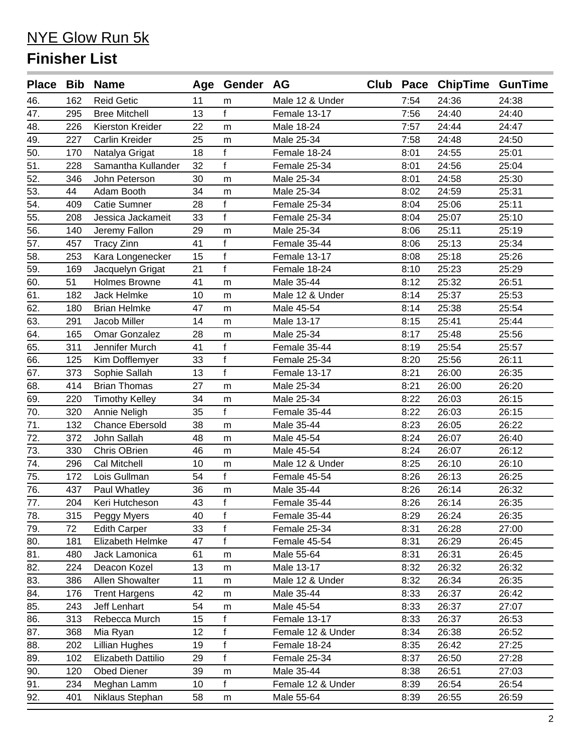# NYE Glow Run 5k

## Finisher List

| Place | Bib | Name | Age | Gender | AG | Club | Pace | ChipTime | GunTime |
|---|---|---|---|---|---|---|---|---|---|
| 46. | 162 | Reid Getic | 11 | m | Male 12 & Under | | 7:54 | 24:36 | 24:38 |
| 47. | 295 | Bree Mitchell | 13 | f | Female 13-17 | | 7:56 | 24:40 | 24:40 |
| 48. | 226 | Kierston Kreider | 22 | m | Male 18-24 | | 7:57 | 24:44 | 24:47 |
| 49. | 227 | Carlin Kreider | 25 | m | Male 25-34 | | 7:58 | 24:48 | 24:50 |
| 50. | 170 | Natalya Grigat | 18 | f | Female 18-24 | | 8:01 | 24:55 | 25:01 |
| 51. | 228 | Samantha Kullander | 32 | f | Female 25-34 | | 8:01 | 24:56 | 25:04 |
| 52. | 346 | John Peterson | 30 | m | Male 25-34 | | 8:01 | 24:58 | 25:30 |
| 53. | 44 | Adam Booth | 34 | m | Male 25-34 | | 8:02 | 24:59 | 25:31 |
| 54. | 409 | Catie Sumner | 28 | f | Female 25-34 | | 8:04 | 25:06 | 25:11 |
| 55. | 208 | Jessica Jackameit | 33 | f | Female 25-34 | | 8:04 | 25:07 | 25:10 |
| 56. | 140 | Jeremy Fallon | 29 | m | Male 25-34 | | 8:06 | 25:11 | 25:19 |
| 57. | 457 | Tracy Zinn | 41 | f | Female 35-44 | | 8:06 | 25:13 | 25:34 |
| 58. | 253 | Kara Longenecker | 15 | f | Female 13-17 | | 8:08 | 25:18 | 25:26 |
| 59. | 169 | Jacquelyn Grigat | 21 | f | Female 18-24 | | 8:10 | 25:23 | 25:29 |
| 60. | 51 | Holmes Browne | 41 | m | Male 35-44 | | 8:12 | 25:32 | 26:51 |
| 61. | 182 | Jack Helmke | 10 | m | Male 12 & Under | | 8:14 | 25:37 | 25:53 |
| 62. | 180 | Brian Helmke | 47 | m | Male 45-54 | | 8:14 | 25:38 | 25:54 |
| 63. | 291 | Jacob Miller | 14 | m | Male 13-17 | | 8:15 | 25:41 | 25:44 |
| 64. | 165 | Omar Gonzalez | 28 | m | Male 25-34 | | 8:17 | 25:48 | 25:56 |
| 65. | 311 | Jennifer Murch | 41 | f | Female 35-44 | | 8:19 | 25:54 | 25:57 |
| 66. | 125 | Kim Dofflemyer | 33 | f | Female 25-34 | | 8:20 | 25:56 | 26:11 |
| 67. | 373 | Sophie Sallah | 13 | f | Female 13-17 | | 8:21 | 26:00 | 26:35 |
| 68. | 414 | Brian Thomas | 27 | m | Male 25-34 | | 8:21 | 26:00 | 26:20 |
| 69. | 220 | Timothy Kelley | 34 | m | Male 25-34 | | 8:22 | 26:03 | 26:15 |
| 70. | 320 | Annie Neligh | 35 | f | Female 35-44 | | 8:22 | 26:03 | 26:15 |
| 71. | 132 | Chance Ebersold | 38 | m | Male 35-44 | | 8:23 | 26:05 | 26:22 |
| 72. | 372 | John Sallah | 48 | m | Male 45-54 | | 8:24 | 26:07 | 26:40 |
| 73. | 330 | Chris OBrien | 46 | m | Male 45-54 | | 8:24 | 26:07 | 26:12 |
| 74. | 296 | Cal Mitchell | 10 | m | Male 12 & Under | | 8:25 | 26:10 | 26:10 |
| 75. | 172 | Lois Gullman | 54 | f | Female 45-54 | | 8:26 | 26:13 | 26:25 |
| 76. | 437 | Paul Whatley | 36 | m | Male 35-44 | | 8:26 | 26:14 | 26:32 |
| 77. | 204 | Keri Hutcheson | 43 | f | Female 35-44 | | 8:26 | 26:14 | 26:35 |
| 78. | 315 | Peggy Myers | 40 | f | Female 35-44 | | 8:29 | 26:24 | 26:35 |
| 79. | 72 | Edith Carper | 33 | f | Female 25-34 | | 8:31 | 26:28 | 27:00 |
| 80. | 181 | Elizabeth Helmke | 47 | f | Female 45-54 | | 8:31 | 26:29 | 26:45 |
| 81. | 480 | Jack Lamonica | 61 | m | Male 55-64 | | 8:31 | 26:31 | 26:45 |
| 82. | 224 | Deacon Kozel | 13 | m | Male 13-17 | | 8:32 | 26:32 | 26:32 |
| 83. | 386 | Allen Showalter | 11 | m | Male 12 & Under | | 8:32 | 26:34 | 26:35 |
| 84. | 176 | Trent Hargens | 42 | m | Male 35-44 | | 8:33 | 26:37 | 26:42 |
| 85. | 243 | Jeff Lenhart | 54 | m | Male 45-54 | | 8:33 | 26:37 | 27:07 |
| 86. | 313 | Rebecca Murch | 15 | f | Female 13-17 | | 8:33 | 26:37 | 26:53 |
| 87. | 368 | Mia Ryan | 12 | f | Female 12 & Under | | 8:34 | 26:38 | 26:52 |
| 88. | 202 | Lillian Hughes | 19 | f | Female 18-24 | | 8:35 | 26:42 | 27:25 |
| 89. | 102 | Elizabeth Dattilio | 29 | f | Female 25-34 | | 8:37 | 26:50 | 27:28 |
| 90. | 120 | Obed Diener | 39 | m | Male 35-44 | | 8:38 | 26:51 | 27:03 |
| 91. | 234 | Meghan Lamm | 10 | f | Female 12 & Under | | 8:39 | 26:54 | 26:54 |
| 92. | 401 | Niklaus Stephan | 58 | m | Male 55-64 | | 8:39 | 26:55 | 26:59 |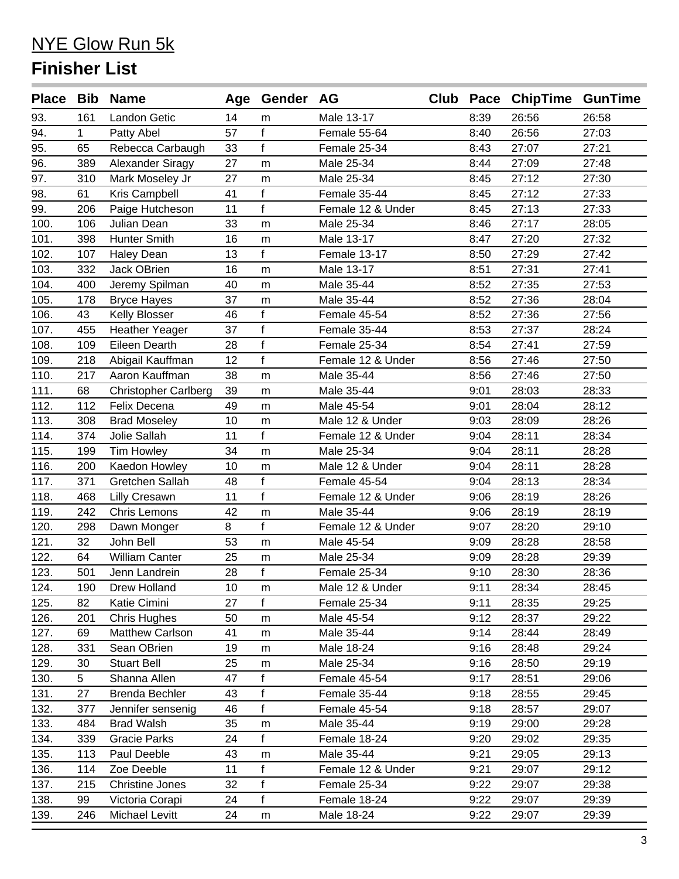# NYE Glow Run 5k

## Finisher List

| Place | Bib | Name | Age | Gender | AG | Club | Pace | ChipTime | GunTime |
|---|---|---|---|---|---|---|---|---|---|
| 93. | 161 | Landon Getic | 14 | m | Male 13-17 | | 8:39 | 26:56 | 26:58 |
| 94. | 1 | Patty Abel | 57 | f | Female 55-64 | | 8:40 | 26:56 | 27:03 |
| 95. | 65 | Rebecca Carbaugh | 33 | f | Female 25-34 | | 8:43 | 27:07 | 27:21 |
| 96. | 389 | Alexander Siragy | 27 | m | Male 25-34 | | 8:44 | 27:09 | 27:48 |
| 97. | 310 | Mark Moseley Jr | 27 | m | Male 25-34 | | 8:45 | 27:12 | 27:30 |
| 98. | 61 | Kris Campbell | 41 | f | Female 35-44 | | 8:45 | 27:12 | 27:33 |
| 99. | 206 | Paige Hutcheson | 11 | f | Female 12 & Under | | 8:45 | 27:13 | 27:33 |
| 100. | 106 | Julian Dean | 33 | m | Male 25-34 | | 8:46 | 27:17 | 28:05 |
| 101. | 398 | Hunter Smith | 16 | m | Male 13-17 | | 8:47 | 27:20 | 27:32 |
| 102. | 107 | Haley Dean | 13 | f | Female 13-17 | | 8:50 | 27:29 | 27:42 |
| 103. | 332 | Jack OBrien | 16 | m | Male 13-17 | | 8:51 | 27:31 | 27:41 |
| 104. | 400 | Jeremy Spilman | 40 | m | Male 35-44 | | 8:52 | 27:35 | 27:53 |
| 105. | 178 | Bryce Hayes | 37 | m | Male 35-44 | | 8:52 | 27:36 | 28:04 |
| 106. | 43 | Kelly Blosser | 46 | f | Female 45-54 | | 8:52 | 27:36 | 27:56 |
| 107. | 455 | Heather Yeager | 37 | f | Female 35-44 | | 8:53 | 27:37 | 28:24 |
| 108. | 109 | Eileen Dearth | 28 | f | Female 25-34 | | 8:54 | 27:41 | 27:59 |
| 109. | 218 | Abigail Kauffman | 12 | f | Female 12 & Under | | 8:56 | 27:46 | 27:50 |
| 110. | 217 | Aaron Kauffman | 38 | m | Male 35-44 | | 8:56 | 27:46 | 27:50 |
| 111. | 68 | Christopher Carlberg | 39 | m | Male 35-44 | | 9:01 | 28:03 | 28:33 |
| 112. | 112 | Felix Decena | 49 | m | Male 45-54 | | 9:01 | 28:04 | 28:12 |
| 113. | 308 | Brad Moseley | 10 | m | Male 12 & Under | | 9:03 | 28:09 | 28:26 |
| 114. | 374 | Jolie Sallah | 11 | f | Female 12 & Under | | 9:04 | 28:11 | 28:34 |
| 115. | 199 | Tim Howley | 34 | m | Male 25-34 | | 9:04 | 28:11 | 28:28 |
| 116. | 200 | Kaedon Howley | 10 | m | Male 12 & Under | | 9:04 | 28:11 | 28:28 |
| 117. | 371 | Gretchen Sallah | 48 | f | Female 45-54 | | 9:04 | 28:13 | 28:34 |
| 118. | 468 | Lilly Cresawn | 11 | f | Female 12 & Under | | 9:06 | 28:19 | 28:26 |
| 119. | 242 | Chris Lemons | 42 | m | Male 35-44 | | 9:06 | 28:19 | 28:19 |
| 120. | 298 | Dawn Monger | 8 | f | Female 12 & Under | | 9:07 | 28:20 | 29:10 |
| 121. | 32 | John Bell | 53 | m | Male 45-54 | | 9:09 | 28:28 | 28:58 |
| 122. | 64 | William Canter | 25 | m | Male 25-34 | | 9:09 | 28:28 | 29:39 |
| 123. | 501 | Jenn Landrein | 28 | f | Female 25-34 | | 9:10 | 28:30 | 28:36 |
| 124. | 190 | Drew Holland | 10 | m | Male 12 & Under | | 9:11 | 28:34 | 28:45 |
| 125. | 82 | Katie Cimini | 27 | f | Female 25-34 | | 9:11 | 28:35 | 29:25 |
| 126. | 201 | Chris Hughes | 50 | m | Male 45-54 | | 9:12 | 28:37 | 29:22 |
| 127. | 69 | Matthew Carlson | 41 | m | Male 35-44 | | 9:14 | 28:44 | 28:49 |
| 128. | 331 | Sean OBrien | 19 | m | Male 18-24 | | 9:16 | 28:48 | 29:24 |
| 129. | 30 | Stuart Bell | 25 | m | Male 25-34 | | 9:16 | 28:50 | 29:19 |
| 130. | 5 | Shanna Allen | 47 | f | Female 45-54 | | 9:17 | 28:51 | 29:06 |
| 131. | 27 | Brenda Bechler | 43 | f | Female 35-44 | | 9:18 | 28:55 | 29:45 |
| 132. | 377 | Jennifer sensenig | 46 | f | Female 45-54 | | 9:18 | 28:57 | 29:07 |
| 133. | 484 | Brad Walsh | 35 | m | Male 35-44 | | 9:19 | 29:00 | 29:28 |
| 134. | 339 | Gracie Parks | 24 | f | Female 18-24 | | 9:20 | 29:02 | 29:35 |
| 135. | 113 | Paul Deeble | 43 | m | Male 35-44 | | 9:21 | 29:05 | 29:13 |
| 136. | 114 | Zoe Deeble | 11 | f | Female 12 & Under | | 9:21 | 29:07 | 29:12 |
| 137. | 215 | Christine Jones | 32 | f | Female 25-34 | | 9:22 | 29:07 | 29:38 |
| 138. | 99 | Victoria Corapi | 24 | f | Female 18-24 | | 9:22 | 29:07 | 29:39 |
| 139. | 246 | Michael Levitt | 24 | m | Male 18-24 | | 9:22 | 29:07 | 29:39 |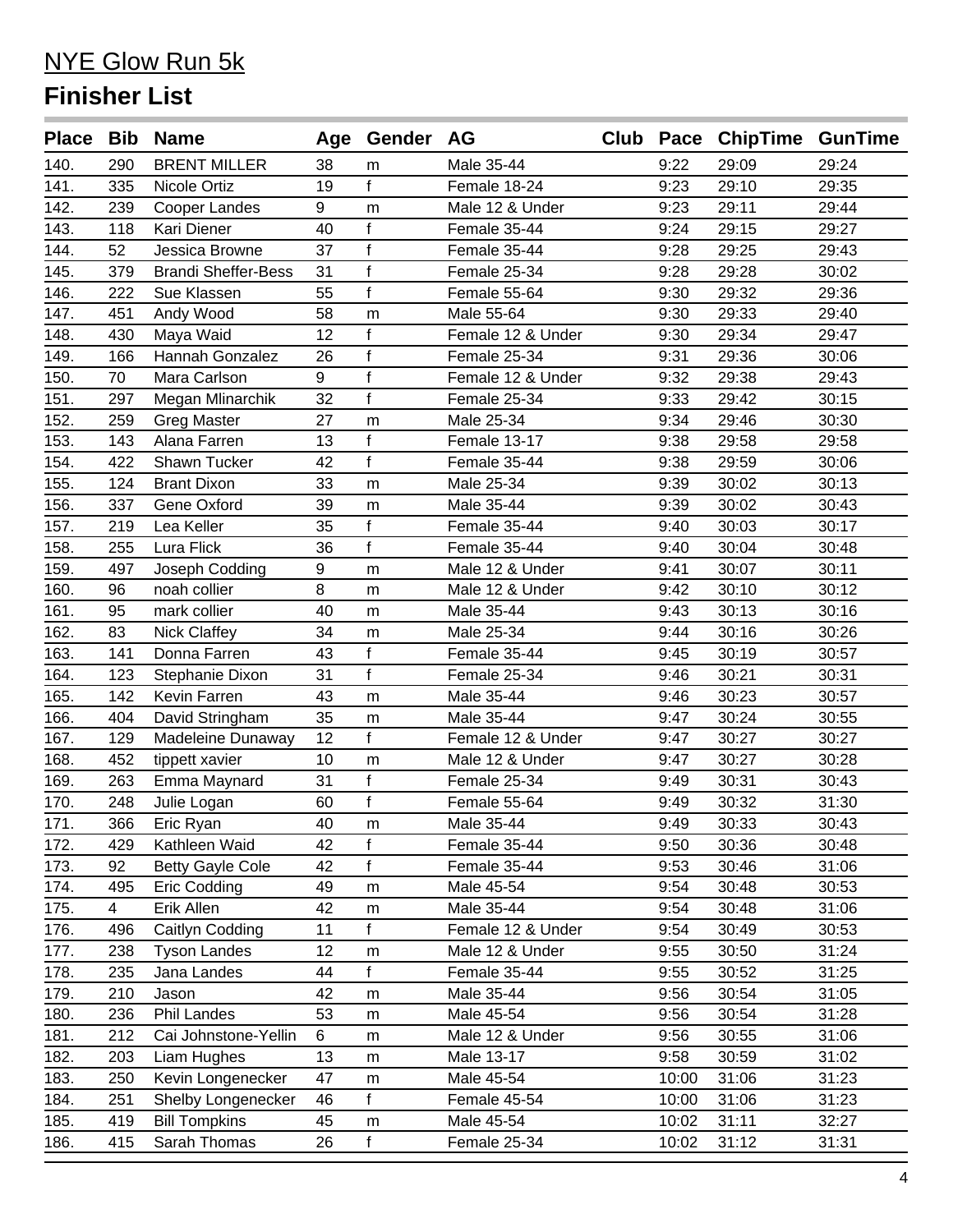# NYE Glow Run 5k

## Finisher List

| Place | Bib | Name | Age | Gender | AG | Club | Pace | ChipTime | GunTime |
|---|---|---|---|---|---|---|---|---|---|
| 140. | 290 | BRENT MILLER | 38 | m | Male 35-44 | | 9:22 | 29:09 | 29:24 |
| 141. | 335 | Nicole Ortiz | 19 | f | Female 18-24 | | 9:23 | 29:10 | 29:35 |
| 142. | 239 | Cooper Landes | 9 | m | Male 12 & Under | | 9:23 | 29:11 | 29:44 |
| 143. | 118 | Kari Diener | 40 | f | Female 35-44 | | 9:24 | 29:15 | 29:27 |
| 144. | 52 | Jessica Browne | 37 | f | Female 35-44 | | 9:28 | 29:25 | 29:43 |
| 145. | 379 | Brandi Sheffer-Bess | 31 | f | Female 25-34 | | 9:28 | 29:28 | 30:02 |
| 146. | 222 | Sue Klassen | 55 | f | Female 55-64 | | 9:30 | 29:32 | 29:36 |
| 147. | 451 | Andy Wood | 58 | m | Male 55-64 | | 9:30 | 29:33 | 29:40 |
| 148. | 430 | Maya Waid | 12 | f | Female 12 & Under | | 9:30 | 29:34 | 29:47 |
| 149. | 166 | Hannah Gonzalez | 26 | f | Female 25-34 | | 9:31 | 29:36 | 30:06 |
| 150. | 70 | Mara Carlson | 9 | f | Female 12 & Under | | 9:32 | 29:38 | 29:43 |
| 151. | 297 | Megan Mlinarchik | 32 | f | Female 25-34 | | 9:33 | 29:42 | 30:15 |
| 152. | 259 | Greg Master | 27 | m | Male 25-34 | | 9:34 | 29:46 | 30:30 |
| 153. | 143 | Alana Farren | 13 | f | Female 13-17 | | 9:38 | 29:58 | 29:58 |
| 154. | 422 | Shawn Tucker | 42 | f | Female 35-44 | | 9:38 | 29:59 | 30:06 |
| 155. | 124 | Brant Dixon | 33 | m | Male 25-34 | | 9:39 | 30:02 | 30:13 |
| 156. | 337 | Gene Oxford | 39 | m | Male 35-44 | | 9:39 | 30:02 | 30:43 |
| 157. | 219 | Lea Keller | 35 | f | Female 35-44 | | 9:40 | 30:03 | 30:17 |
| 158. | 255 | Lura Flick | 36 | f | Female 35-44 | | 9:40 | 30:04 | 30:48 |
| 159. | 497 | Joseph Codding | 9 | m | Male 12 & Under | | 9:41 | 30:07 | 30:11 |
| 160. | 96 | noah collier | 8 | m | Male 12 & Under | | 9:42 | 30:10 | 30:12 |
| 161. | 95 | mark collier | 40 | m | Male 35-44 | | 9:43 | 30:13 | 30:16 |
| 162. | 83 | Nick Claffey | 34 | m | Male 25-34 | | 9:44 | 30:16 | 30:26 |
| 163. | 141 | Donna Farren | 43 | f | Female 35-44 | | 9:45 | 30:19 | 30:57 |
| 164. | 123 | Stephanie Dixon | 31 | f | Female 25-34 | | 9:46 | 30:21 | 30:31 |
| 165. | 142 | Kevin Farren | 43 | m | Male 35-44 | | 9:46 | 30:23 | 30:57 |
| 166. | 404 | David Stringham | 35 | m | Male 35-44 | | 9:47 | 30:24 | 30:55 |
| 167. | 129 | Madeleine Dunaway | 12 | f | Female 12 & Under | | 9:47 | 30:27 | 30:27 |
| 168. | 452 | tippett xavier | 10 | m | Male 12 & Under | | 9:47 | 30:27 | 30:28 |
| 169. | 263 | Emma Maynard | 31 | f | Female 25-34 | | 9:49 | 30:31 | 30:43 |
| 170. | 248 | Julie Logan | 60 | f | Female 55-64 | | 9:49 | 30:32 | 31:30 |
| 171. | 366 | Eric Ryan | 40 | m | Male 35-44 | | 9:49 | 30:33 | 30:43 |
| 172. | 429 | Kathleen Waid | 42 | f | Female 35-44 | | 9:50 | 30:36 | 30:48 |
| 173. | 92 | Betty Gayle Cole | 42 | f | Female 35-44 | | 9:53 | 30:46 | 31:06 |
| 174. | 495 | Eric Codding | 49 | m | Male 45-54 | | 9:54 | 30:48 | 30:53 |
| 175. | 4 | Erik Allen | 42 | m | Male 35-44 | | 9:54 | 30:48 | 31:06 |
| 176. | 496 | Caitlyn Codding | 11 | f | Female 12 & Under | | 9:54 | 30:49 | 30:53 |
| 177. | 238 | Tyson Landes | 12 | m | Male 12 & Under | | 9:55 | 30:50 | 31:24 |
| 178. | 235 | Jana Landes | 44 | f | Female 35-44 | | 9:55 | 30:52 | 31:25 |
| 179. | 210 | Jason | 42 | m | Male 35-44 | | 9:56 | 30:54 | 31:05 |
| 180. | 236 | Phil Landes | 53 | m | Male 45-54 | | 9:56 | 30:54 | 31:28 |
| 181. | 212 | Cai Johnstone-Yellin | 6 | m | Male 12 & Under | | 9:56 | 30:55 | 31:06 |
| 182. | 203 | Liam Hughes | 13 | m | Male 13-17 | | 9:58 | 30:59 | 31:02 |
| 183. | 250 | Kevin Longenecker | 47 | m | Male 45-54 | | 10:00 | 31:06 | 31:23 |
| 184. | 251 | Shelby Longenecker | 46 | f | Female 45-54 | | 10:00 | 31:06 | 31:23 |
| 185. | 419 | Bill Tompkins | 45 | m | Male 45-54 | | 10:02 | 31:11 | 32:27 |
| 186. | 415 | Sarah Thomas | 26 | f | Female 25-34 | | 10:02 | 31:12 | 31:31 |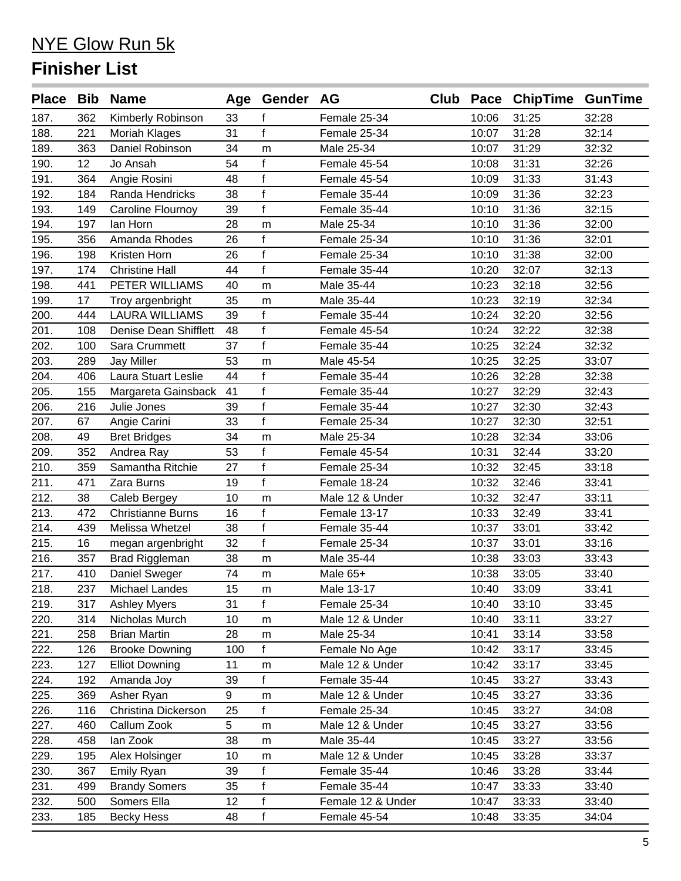# NYE Glow Run 5k

## Finisher List

| Place | Bib | Name | Age | Gender | AG | Club | Pace | ChipTime | GunTime |
|---|---|---|---|---|---|---|---|---|---|
| 187. | 362 | Kimberly Robinson | 33 | f | Female 25-34 | | 10:06 | 31:25 | 32:28 |
| 188. | 221 | Moriah Klages | 31 | f | Female 25-34 | | 10:07 | 31:28 | 32:14 |
| 189. | 363 | Daniel Robinson | 34 | m | Male 25-34 | | 10:07 | 31:29 | 32:32 |
| 190. | 12 | Jo Ansah | 54 | f | Female 45-54 | | 10:08 | 31:31 | 32:26 |
| 191. | 364 | Angie Rosini | 48 | f | Female 45-54 | | 10:09 | 31:33 | 31:43 |
| 192. | 184 | Randa Hendricks | 38 | f | Female 35-44 | | 10:09 | 31:36 | 32:23 |
| 193. | 149 | Caroline Flournoy | 39 | f | Female 35-44 | | 10:10 | 31:36 | 32:15 |
| 194. | 197 | Ian Horn | 28 | m | Male 25-34 | | 10:10 | 31:36 | 32:00 |
| 195. | 356 | Amanda Rhodes | 26 | f | Female 25-34 | | 10:10 | 31:36 | 32:01 |
| 196. | 198 | Kristen Horn | 26 | f | Female 25-34 | | 10:10 | 31:38 | 32:00 |
| 197. | 174 | Christine Hall | 44 | f | Female 35-44 | | 10:20 | 32:07 | 32:13 |
| 198. | 441 | PETER WILLIAMS | 40 | m | Male 35-44 | | 10:23 | 32:18 | 32:56 |
| 199. | 17 | Troy argenbright | 35 | m | Male 35-44 | | 10:23 | 32:19 | 32:34 |
| 200. | 444 | LAURA WILLIAMS | 39 | f | Female 35-44 | | 10:24 | 32:20 | 32:56 |
| 201. | 108 | Denise Dean Shifflett | 48 | f | Female 45-54 | | 10:24 | 32:22 | 32:38 |
| 202. | 100 | Sara Crummett | 37 | f | Female 35-44 | | 10:25 | 32:24 | 32:32 |
| 203. | 289 | Jay Miller | 53 | m | Male 45-54 | | 10:25 | 32:25 | 33:07 |
| 204. | 406 | Laura Stuart Leslie | 44 | f | Female 35-44 | | 10:26 | 32:28 | 32:38 |
| 205. | 155 | Margareta Gainsback | 41 | f | Female 35-44 | | 10:27 | 32:29 | 32:43 |
| 206. | 216 | Julie Jones | 39 | f | Female 35-44 | | 10:27 | 32:30 | 32:43 |
| 207. | 67 | Angie Carini | 33 | f | Female 25-34 | | 10:27 | 32:30 | 32:51 |
| 208. | 49 | Bret Bridges | 34 | m | Male 25-34 | | 10:28 | 32:34 | 33:06 |
| 209. | 352 | Andrea Ray | 53 | f | Female 45-54 | | 10:31 | 32:44 | 33:20 |
| 210. | 359 | Samantha Ritchie | 27 | f | Female 25-34 | | 10:32 | 32:45 | 33:18 |
| 211. | 471 | Zara Burns | 19 | f | Female 18-24 | | 10:32 | 32:46 | 33:41 |
| 212. | 38 | Caleb Bergey | 10 | m | Male 12 & Under | | 10:32 | 32:47 | 33:11 |
| 213. | 472 | Christianne Burns | 16 | f | Female 13-17 | | 10:33 | 32:49 | 33:41 |
| 214. | 439 | Melissa Whetzel | 38 | f | Female 35-44 | | 10:37 | 33:01 | 33:42 |
| 215. | 16 | megan argenbright | 32 | f | Female 25-34 | | 10:37 | 33:01 | 33:16 |
| 216. | 357 | Brad Riggleman | 38 | m | Male 35-44 | | 10:38 | 33:03 | 33:43 |
| 217. | 410 | Daniel Sweger | 74 | m | Male 65+ | | 10:38 | 33:05 | 33:40 |
| 218. | 237 | Michael Landes | 15 | m | Male 13-17 | | 10:40 | 33:09 | 33:41 |
| 219. | 317 | Ashley Myers | 31 | f | Female 25-34 | | 10:40 | 33:10 | 33:45 |
| 220. | 314 | Nicholas Murch | 10 | m | Male 12 & Under | | 10:40 | 33:11 | 33:27 |
| 221. | 258 | Brian Martin | 28 | m | Male 25-34 | | 10:41 | 33:14 | 33:58 |
| 222. | 126 | Brooke Downing | 100 | f | Female No Age | | 10:42 | 33:17 | 33:45 |
| 223. | 127 | Elliot Downing | 11 | m | Male 12 & Under | | 10:42 | 33:17 | 33:45 |
| 224. | 192 | Amanda Joy | 39 | f | Female 35-44 | | 10:45 | 33:27 | 33:43 |
| 225. | 369 | Asher Ryan | 9 | m | Male 12 & Under | | 10:45 | 33:27 | 33:36 |
| 226. | 116 | Christina Dickerson | 25 | f | Female 25-34 | | 10:45 | 33:27 | 34:08 |
| 227. | 460 | Callum Zook | 5 | m | Male 12 & Under | | 10:45 | 33:27 | 33:56 |
| 228. | 458 | Ian Zook | 38 | m | Male 35-44 | | 10:45 | 33:27 | 33:56 |
| 229. | 195 | Alex Holsinger | 10 | m | Male 12 & Under | | 10:45 | 33:28 | 33:37 |
| 230. | 367 | Emily Ryan | 39 | f | Female 35-44 | | 10:46 | 33:28 | 33:44 |
| 231. | 499 | Brandy Somers | 35 | f | Female 35-44 | | 10:47 | 33:33 | 33:40 |
| 232. | 500 | Somers Ella | 12 | f | Female 12 & Under | | 10:47 | 33:33 | 33:40 |
| 233. | 185 | Becky Hess | 48 | f | Female 45-54 | | 10:48 | 33:35 | 34:04 |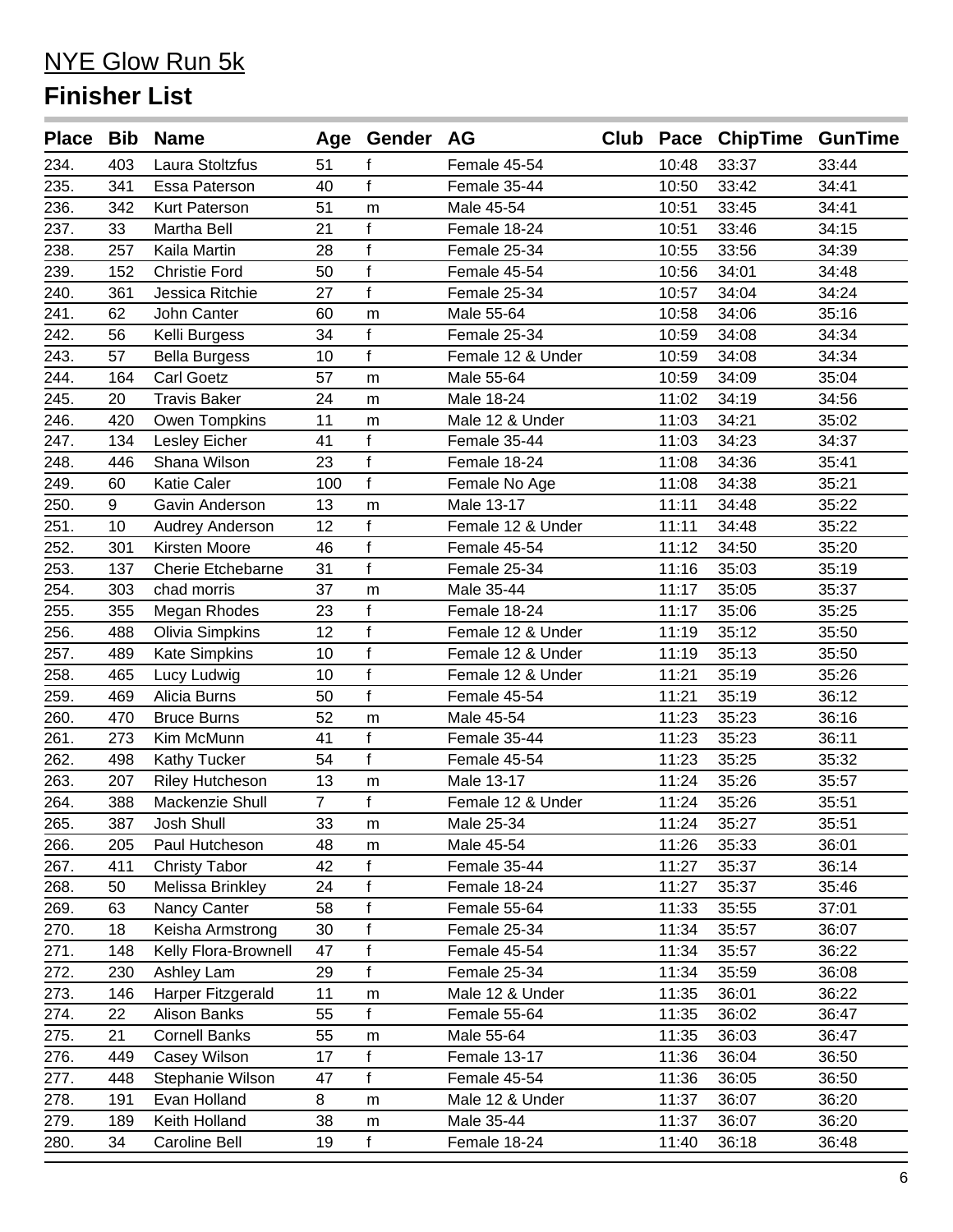# NYE Glow Run 5k

## Finisher List

| Place | Bib | Name | Age | Gender | AG | Club | Pace | ChipTime | GunTime |
|---|---|---|---|---|---|---|---|---|---|
| 234. | 403 | Laura Stoltzfus | 51 | f | Female 45-54 | | 10:48 | 33:37 | 33:44 |
| 235. | 341 | Essa Paterson | 40 | f | Female 35-44 | | 10:50 | 33:42 | 34:41 |
| 236. | 342 | Kurt Paterson | 51 | m | Male 45-54 | | 10:51 | 33:45 | 34:41 |
| 237. | 33 | Martha Bell | 21 | f | Female 18-24 | | 10:51 | 33:46 | 34:15 |
| 238. | 257 | Kaila Martin | 28 | f | Female 25-34 | | 10:55 | 33:56 | 34:39 |
| 239. | 152 | Christie Ford | 50 | f | Female 45-54 | | 10:56 | 34:01 | 34:48 |
| 240. | 361 | Jessica Ritchie | 27 | f | Female 25-34 | | 10:57 | 34:04 | 34:24 |
| 241. | 62 | John Canter | 60 | m | Male 55-64 | | 10:58 | 34:06 | 35:16 |
| 242. | 56 | Kelli Burgess | 34 | f | Female 25-34 | | 10:59 | 34:08 | 34:34 |
| 243. | 57 | Bella Burgess | 10 | f | Female 12 & Under | | 10:59 | 34:08 | 34:34 |
| 244. | 164 | Carl Goetz | 57 | m | Male 55-64 | | 10:59 | 34:09 | 35:04 |
| 245. | 20 | Travis Baker | 24 | m | Male 18-24 | | 11:02 | 34:19 | 34:56 |
| 246. | 420 | Owen Tompkins | 11 | m | Male 12 & Under | | 11:03 | 34:21 | 35:02 |
| 247. | 134 | Lesley Eicher | 41 | f | Female 35-44 | | 11:03 | 34:23 | 34:37 |
| 248. | 446 | Shana Wilson | 23 | f | Female 18-24 | | 11:08 | 34:36 | 35:41 |
| 249. | 60 | Katie Caler | 100 | f | Female No Age | | 11:08 | 34:38 | 35:21 |
| 250. | 9 | Gavin Anderson | 13 | m | Male 13-17 | | 11:11 | 34:48 | 35:22 |
| 251. | 10 | Audrey Anderson | 12 | f | Female 12 & Under | | 11:11 | 34:48 | 35:22 |
| 252. | 301 | Kirsten Moore | 46 | f | Female 45-54 | | 11:12 | 34:50 | 35:20 |
| 253. | 137 | Cherie Etchebarne | 31 | f | Female 25-34 | | 11:16 | 35:03 | 35:19 |
| 254. | 303 | chad morris | 37 | m | Male 35-44 | | 11:17 | 35:05 | 35:37 |
| 255. | 355 | Megan Rhodes | 23 | f | Female 18-24 | | 11:17 | 35:06 | 35:25 |
| 256. | 488 | Olivia Simpkins | 12 | f | Female 12 & Under | | 11:19 | 35:12 | 35:50 |
| 257. | 489 | Kate Simpkins | 10 | f | Female 12 & Under | | 11:19 | 35:13 | 35:50 |
| 258. | 465 | Lucy Ludwig | 10 | f | Female 12 & Under | | 11:21 | 35:19 | 35:26 |
| 259. | 469 | Alicia Burns | 50 | f | Female 45-54 | | 11:21 | 35:19 | 36:12 |
| 260. | 470 | Bruce Burns | 52 | m | Male 45-54 | | 11:23 | 35:23 | 36:16 |
| 261. | 273 | Kim McMunn | 41 | f | Female 35-44 | | 11:23 | 35:23 | 36:11 |
| 262. | 498 | Kathy Tucker | 54 | f | Female 45-54 | | 11:23 | 35:25 | 35:32 |
| 263. | 207 | Riley Hutcheson | 13 | m | Male 13-17 | | 11:24 | 35:26 | 35:57 |
| 264. | 388 | Mackenzie Shull | 7 | f | Female 12 & Under | | 11:24 | 35:26 | 35:51 |
| 265. | 387 | Josh Shull | 33 | m | Male 25-34 | | 11:24 | 35:27 | 35:51 |
| 266. | 205 | Paul Hutcheson | 48 | m | Male 45-54 | | 11:26 | 35:33 | 36:01 |
| 267. | 411 | Christy Tabor | 42 | f | Female 35-44 | | 11:27 | 35:37 | 36:14 |
| 268. | 50 | Melissa Brinkley | 24 | f | Female 18-24 | | 11:27 | 35:37 | 35:46 |
| 269. | 63 | Nancy Canter | 58 | f | Female 55-64 | | 11:33 | 35:55 | 37:01 |
| 270. | 18 | Keisha Armstrong | 30 | f | Female 25-34 | | 11:34 | 35:57 | 36:07 |
| 271. | 148 | Kelly Flora-Brownell | 47 | f | Female 45-54 | | 11:34 | 35:57 | 36:22 |
| 272. | 230 | Ashley Lam | 29 | f | Female 25-34 | | 11:34 | 35:59 | 36:08 |
| 273. | 146 | Harper Fitzgerald | 11 | m | Male 12 & Under | | 11:35 | 36:01 | 36:22 |
| 274. | 22 | Alison Banks | 55 | f | Female 55-64 | | 11:35 | 36:02 | 36:47 |
| 275. | 21 | Cornell Banks | 55 | m | Male 55-64 | | 11:35 | 36:03 | 36:47 |
| 276. | 449 | Casey Wilson | 17 | f | Female 13-17 | | 11:36 | 36:04 | 36:50 |
| 277. | 448 | Stephanie Wilson | 47 | f | Female 45-54 | | 11:36 | 36:05 | 36:50 |
| 278. | 191 | Evan Holland | 8 | m | Male 12 & Under | | 11:37 | 36:07 | 36:20 |
| 279. | 189 | Keith Holland | 38 | m | Male 35-44 | | 11:37 | 36:07 | 36:20 |
| 280. | 34 | Caroline Bell | 19 | f | Female 18-24 | | 11:40 | 36:18 | 36:48 |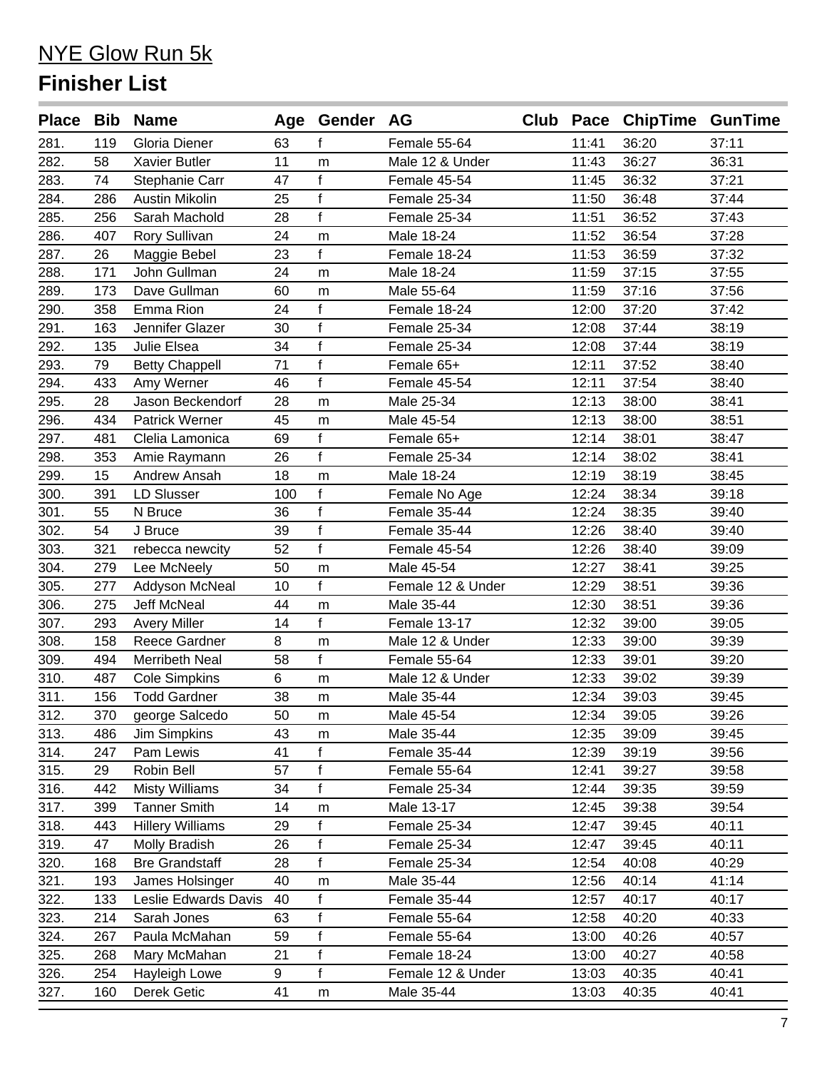# NYE Glow Run 5k

## Finisher List

| Place | Bib | Name | Age | Gender | AG | Club | Pace | ChipTime | GunTime |
|---|---|---|---|---|---|---|---|---|---|
| 281. | 119 | Gloria Diener | 63 | f | Female 55-64 | | 11:41 | 36:20 | 37:11 |
| 282. | 58 | Xavier Butler | 11 | m | Male 12 & Under | | 11:43 | 36:27 | 36:31 |
| 283. | 74 | Stephanie Carr | 47 | f | Female 45-54 | | 11:45 | 36:32 | 37:21 |
| 284. | 286 | Austin Mikolin | 25 | f | Female 25-34 | | 11:50 | 36:48 | 37:44 |
| 285. | 256 | Sarah Machold | 28 | f | Female 25-34 | | 11:51 | 36:52 | 37:43 |
| 286. | 407 | Rory Sullivan | 24 | m | Male 18-24 | | 11:52 | 36:54 | 37:28 |
| 287. | 26 | Maggie Bebel | 23 | f | Female 18-24 | | 11:53 | 36:59 | 37:32 |
| 288. | 171 | John Gullman | 24 | m | Male 18-24 | | 11:59 | 37:15 | 37:55 |
| 289. | 173 | Dave Gullman | 60 | m | Male 55-64 | | 11:59 | 37:16 | 37:56 |
| 290. | 358 | Emma Rion | 24 | f | Female 18-24 | | 12:00 | 37:20 | 37:42 |
| 291. | 163 | Jennifer Glazer | 30 | f | Female 25-34 | | 12:08 | 37:44 | 38:19 |
| 292. | 135 | Julie Elsea | 34 | f | Female 25-34 | | 12:08 | 37:44 | 38:19 |
| 293. | 79 | Betty Chappell | 71 | f | Female 65+ | | 12:11 | 37:52 | 38:40 |
| 294. | 433 | Amy Werner | 46 | f | Female 45-54 | | 12:11 | 37:54 | 38:40 |
| 295. | 28 | Jason Beckendorf | 28 | m | Male 25-34 | | 12:13 | 38:00 | 38:41 |
| 296. | 434 | Patrick Werner | 45 | m | Male 45-54 | | 12:13 | 38:00 | 38:51 |
| 297. | 481 | Clelia Lamonica | 69 | f | Female 65+ | | 12:14 | 38:01 | 38:47 |
| 298. | 353 | Amie Raymann | 26 | f | Female 25-34 | | 12:14 | 38:02 | 38:41 |
| 299. | 15 | Andrew Ansah | 18 | m | Male 18-24 | | 12:19 | 38:19 | 38:45 |
| 300. | 391 | LD Slusser | 100 | f | Female No Age | | 12:24 | 38:34 | 39:18 |
| 301. | 55 | N Bruce | 36 | f | Female 35-44 | | 12:24 | 38:35 | 39:40 |
| 302. | 54 | J Bruce | 39 | f | Female 35-44 | | 12:26 | 38:40 | 39:40 |
| 303. | 321 | rebecca newcity | 52 | f | Female 45-54 | | 12:26 | 38:40 | 39:09 |
| 304. | 279 | Lee McNeely | 50 | m | Male 45-54 | | 12:27 | 38:41 | 39:25 |
| 305. | 277 | Addyson McNeal | 10 | f | Female 12 & Under | | 12:29 | 38:51 | 39:36 |
| 306. | 275 | Jeff McNeal | 44 | m | Male 35-44 | | 12:30 | 38:51 | 39:36 |
| 307. | 293 | Avery Miller | 14 | f | Female 13-17 | | 12:32 | 39:00 | 39:05 |
| 308. | 158 | Reece Gardner | 8 | m | Male 12 & Under | | 12:33 | 39:00 | 39:39 |
| 309. | 494 | Merribeth Neal | 58 | f | Female 55-64 | | 12:33 | 39:01 | 39:20 |
| 310. | 487 | Cole Simpkins | 6 | m | Male 12 & Under | | 12:33 | 39:02 | 39:39 |
| 311. | 156 | Todd Gardner | 38 | m | Male 35-44 | | 12:34 | 39:03 | 39:45 |
| 312. | 370 | george Salcedo | 50 | m | Male 45-54 | | 12:34 | 39:05 | 39:26 |
| 313. | 486 | Jim Simpkins | 43 | m | Male 35-44 | | 12:35 | 39:09 | 39:45 |
| 314. | 247 | Pam Lewis | 41 | f | Female 35-44 | | 12:39 | 39:19 | 39:56 |
| 315. | 29 | Robin Bell | 57 | f | Female 55-64 | | 12:41 | 39:27 | 39:58 |
| 316. | 442 | Misty Williams | 34 | f | Female 25-34 | | 12:44 | 39:35 | 39:59 |
| 317. | 399 | Tanner Smith | 14 | m | Male 13-17 | | 12:45 | 39:38 | 39:54 |
| 318. | 443 | Hillery Williams | 29 | f | Female 25-34 | | 12:47 | 39:45 | 40:11 |
| 319. | 47 | Molly Bradish | 26 | f | Female 25-34 | | 12:47 | 39:45 | 40:11 |
| 320. | 168 | Bre Grandstaff | 28 | f | Female 25-34 | | 12:54 | 40:08 | 40:29 |
| 321. | 193 | James Holsinger | 40 | m | Male 35-44 | | 12:56 | 40:14 | 41:14 |
| 322. | 133 | Leslie Edwards Davis | 40 | f | Female 35-44 | | 12:57 | 40:17 | 40:17 |
| 323. | 214 | Sarah Jones | 63 | f | Female 55-64 | | 12:58 | 40:20 | 40:33 |
| 324. | 267 | Paula McMahan | 59 | f | Female 55-64 | | 13:00 | 40:26 | 40:57 |
| 325. | 268 | Mary McMahan | 21 | f | Female 18-24 | | 13:00 | 40:27 | 40:58 |
| 326. | 254 | Hayleigh Lowe | 9 | f | Female 12 & Under | | 13:03 | 40:35 | 40:41 |
| 327. | 160 | Derek Getic | 41 | m | Male 35-44 | | 13:03 | 40:35 | 40:41 |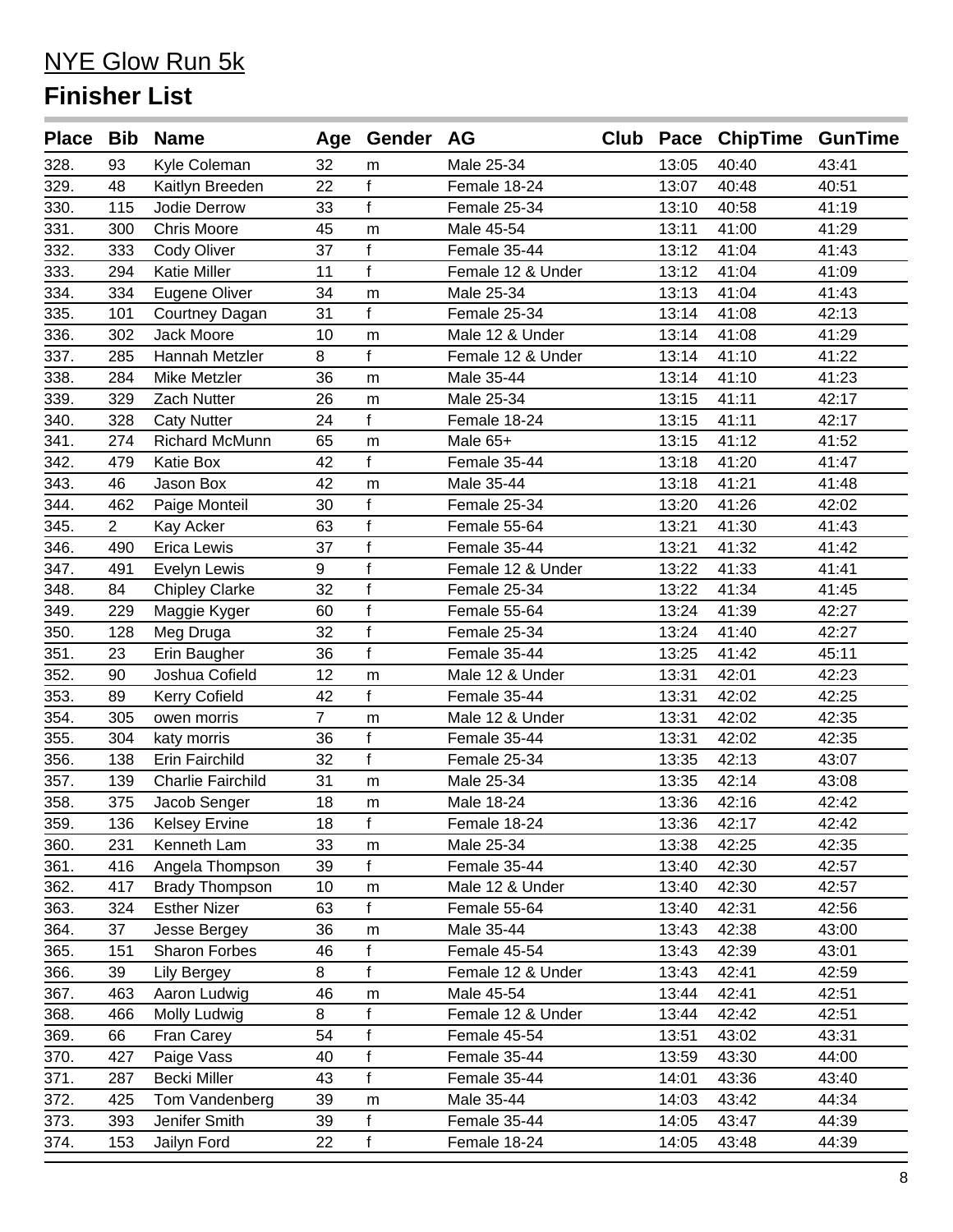# NYE Glow Run 5k

## Finisher List

| Place | Bib | Name | Age | Gender | AG | Club | Pace | ChipTime | GunTime |
|---|---|---|---|---|---|---|---|---|---|
| 328. | 93 | Kyle Coleman | 32 | m | Male 25-34 | | 13:05 | 40:40 | 43:41 |
| 329. | 48 | Kaitlyn Breeden | 22 | f | Female 18-24 | | 13:07 | 40:48 | 40:51 |
| 330. | 115 | Jodie Derrow | 33 | f | Female 25-34 | | 13:10 | 40:58 | 41:19 |
| 331. | 300 | Chris Moore | 45 | m | Male 45-54 | | 13:11 | 41:00 | 41:29 |
| 332. | 333 | Cody Oliver | 37 | f | Female 35-44 | | 13:12 | 41:04 | 41:43 |
| 333. | 294 | Katie Miller | 11 | f | Female 12 & Under | | 13:12 | 41:04 | 41:09 |
| 334. | 334 | Eugene Oliver | 34 | m | Male 25-34 | | 13:13 | 41:04 | 41:43 |
| 335. | 101 | Courtney Dagan | 31 | f | Female 25-34 | | 13:14 | 41:08 | 42:13 |
| 336. | 302 | Jack Moore | 10 | m | Male 12 & Under | | 13:14 | 41:08 | 41:29 |
| 337. | 285 | Hannah Metzler | 8 | f | Female 12 & Under | | 13:14 | 41:10 | 41:22 |
| 338. | 284 | Mike Metzler | 36 | m | Male 35-44 | | 13:14 | 41:10 | 41:23 |
| 339. | 329 | Zach Nutter | 26 | m | Male 25-34 | | 13:15 | 41:11 | 42:17 |
| 340. | 328 | Caty Nutter | 24 | f | Female 18-24 | | 13:15 | 41:11 | 42:17 |
| 341. | 274 | Richard McMunn | 65 | m | Male 65+ | | 13:15 | 41:12 | 41:52 |
| 342. | 479 | Katie Box | 42 | f | Female 35-44 | | 13:18 | 41:20 | 41:47 |
| 343. | 46 | Jason Box | 42 | m | Male 35-44 | | 13:18 | 41:21 | 41:48 |
| 344. | 462 | Paige Monteil | 30 | f | Female 25-34 | | 13:20 | 41:26 | 42:02 |
| 345. | 2 | Kay Acker | 63 | f | Female 55-64 | | 13:21 | 41:30 | 41:43 |
| 346. | 490 | Erica Lewis | 37 | f | Female 35-44 | | 13:21 | 41:32 | 41:42 |
| 347. | 491 | Evelyn Lewis | 9 | f | Female 12 & Under | | 13:22 | 41:33 | 41:41 |
| 348. | 84 | Chipley Clarke | 32 | f | Female 25-34 | | 13:22 | 41:34 | 41:45 |
| 349. | 229 | Maggie Kyger | 60 | f | Female 55-64 | | 13:24 | 41:39 | 42:27 |
| 350. | 128 | Meg Druga | 32 | f | Female 25-34 | | 13:24 | 41:40 | 42:27 |
| 351. | 23 | Erin Baugher | 36 | f | Female 35-44 | | 13:25 | 41:42 | 45:11 |
| 352. | 90 | Joshua Cofield | 12 | m | Male 12 & Under | | 13:31 | 42:01 | 42:23 |
| 353. | 89 | Kerry Cofield | 42 | f | Female 35-44 | | 13:31 | 42:02 | 42:25 |
| 354. | 305 | owen morris | 7 | m | Male 12 & Under | | 13:31 | 42:02 | 42:35 |
| 355. | 304 | katy morris | 36 | f | Female 35-44 | | 13:31 | 42:02 | 42:35 |
| 356. | 138 | Erin Fairchild | 32 | f | Female 25-34 | | 13:35 | 42:13 | 43:07 |
| 357. | 139 | Charlie Fairchild | 31 | m | Male 25-34 | | 13:35 | 42:14 | 43:08 |
| 358. | 375 | Jacob Senger | 18 | m | Male 18-24 | | 13:36 | 42:16 | 42:42 |
| 359. | 136 | Kelsey Ervine | 18 | f | Female 18-24 | | 13:36 | 42:17 | 42:42 |
| 360. | 231 | Kenneth Lam | 33 | m | Male 25-34 | | 13:38 | 42:25 | 42:35 |
| 361. | 416 | Angela Thompson | 39 | f | Female 35-44 | | 13:40 | 42:30 | 42:57 |
| 362. | 417 | Brady Thompson | 10 | m | Male 12 & Under | | 13:40 | 42:30 | 42:57 |
| 363. | 324 | Esther Nizer | 63 | f | Female 55-64 | | 13:40 | 42:31 | 42:56 |
| 364. | 37 | Jesse Bergey | 36 | m | Male 35-44 | | 13:43 | 42:38 | 43:00 |
| 365. | 151 | Sharon Forbes | 46 | f | Female 45-54 | | 13:43 | 42:39 | 43:01 |
| 366. | 39 | Lily Bergey | 8 | f | Female 12 & Under | | 13:43 | 42:41 | 42:59 |
| 367. | 463 | Aaron Ludwig | 46 | m | Male 45-54 | | 13:44 | 42:41 | 42:51 |
| 368. | 466 | Molly Ludwig | 8 | f | Female 12 & Under | | 13:44 | 42:42 | 42:51 |
| 369. | 66 | Fran Carey | 54 | f | Female 45-54 | | 13:51 | 43:02 | 43:31 |
| 370. | 427 | Paige Vass | 40 | f | Female 35-44 | | 13:59 | 43:30 | 44:00 |
| 371. | 287 | Becki Miller | 43 | f | Female 35-44 | | 14:01 | 43:36 | 43:40 |
| 372. | 425 | Tom Vandenberg | 39 | m | Male 35-44 | | 14:03 | 43:42 | 44:34 |
| 373. | 393 | Jenifer Smith | 39 | f | Female 35-44 | | 14:05 | 43:47 | 44:39 |
| 374. | 153 | Jailyn Ford | 22 | f | Female 18-24 | | 14:05 | 43:48 | 44:39 |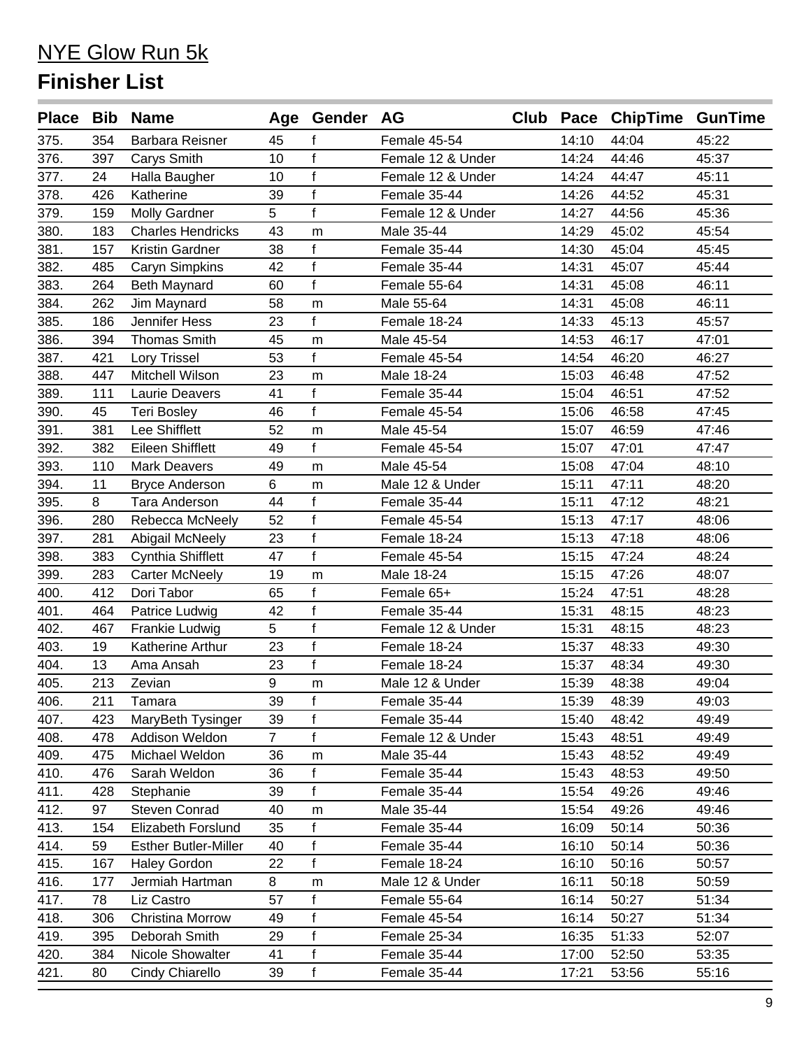# NYE Glow Run 5k

## Finisher List

| Place | Bib | Name | Age | Gender | AG | Club | Pace | ChipTime | GunTime |
|---|---|---|---|---|---|---|---|---|---|
| 375. | 354 | Barbara Reisner | 45 | f | Female 45-54 | | 14:10 | 44:04 | 45:22 |
| 376. | 397 | Carys Smith | 10 | f | Female 12 & Under | | 14:24 | 44:46 | 45:37 |
| 377. | 24 | Halla Baugher | 10 | f | Female 12 & Under | | 14:24 | 44:47 | 45:11 |
| 378. | 426 | Katherine | 39 | f | Female 35-44 | | 14:26 | 44:52 | 45:31 |
| 379. | 159 | Molly Gardner | 5 | f | Female 12 & Under | | 14:27 | 44:56 | 45:36 |
| 380. | 183 | Charles Hendricks | 43 | m | Male 35-44 | | 14:29 | 45:02 | 45:54 |
| 381. | 157 | Kristin Gardner | 38 | f | Female 35-44 | | 14:30 | 45:04 | 45:45 |
| 382. | 485 | Caryn Simpkins | 42 | f | Female 35-44 | | 14:31 | 45:07 | 45:44 |
| 383. | 264 | Beth Maynard | 60 | f | Female 55-64 | | 14:31 | 45:08 | 46:11 |
| 384. | 262 | Jim Maynard | 58 | m | Male 55-64 | | 14:31 | 45:08 | 46:11 |
| 385. | 186 | Jennifer Hess | 23 | f | Female 18-24 | | 14:33 | 45:13 | 45:57 |
| 386. | 394 | Thomas Smith | 45 | m | Male 45-54 | | 14:53 | 46:17 | 47:01 |
| 387. | 421 | Lory Trissel | 53 | f | Female 45-54 | | 14:54 | 46:20 | 46:27 |
| 388. | 447 | Mitchell Wilson | 23 | m | Male 18-24 | | 15:03 | 46:48 | 47:52 |
| 389. | 111 | Laurie Deavers | 41 | f | Female 35-44 | | 15:04 | 46:51 | 47:52 |
| 390. | 45 | Teri Bosley | 46 | f | Female 45-54 | | 15:06 | 46:58 | 47:45 |
| 391. | 381 | Lee Shifflett | 52 | m | Male 45-54 | | 15:07 | 46:59 | 47:46 |
| 392. | 382 | Eileen Shifflett | 49 | f | Female 45-54 | | 15:07 | 47:01 | 47:47 |
| 393. | 110 | Mark Deavers | 49 | m | Male 45-54 | | 15:08 | 47:04 | 48:10 |
| 394. | 11 | Bryce Anderson | 6 | m | Male 12 & Under | | 15:11 | 47:11 | 48:20 |
| 395. | 8 | Tara Anderson | 44 | f | Female 35-44 | | 15:11 | 47:12 | 48:21 |
| 396. | 280 | Rebecca McNeely | 52 | f | Female 45-54 | | 15:13 | 47:17 | 48:06 |
| 397. | 281 | Abigail McNeely | 23 | f | Female 18-24 | | 15:13 | 47:18 | 48:06 |
| 398. | 383 | Cynthia Shifflett | 47 | f | Female 45-54 | | 15:15 | 47:24 | 48:24 |
| 399. | 283 | Carter McNeely | 19 | m | Male 18-24 | | 15:15 | 47:26 | 48:07 |
| 400. | 412 | Dori Tabor | 65 | f | Female 65+ | | 15:24 | 47:51 | 48:28 |
| 401. | 464 | Patrice Ludwig | 42 | f | Female 35-44 | | 15:31 | 48:15 | 48:23 |
| 402. | 467 | Frankie Ludwig | 5 | f | Female 12 & Under | | 15:31 | 48:15 | 48:23 |
| 403. | 19 | Katherine Arthur | 23 | f | Female 18-24 | | 15:37 | 48:33 | 49:30 |
| 404. | 13 | Ama Ansah | 23 | f | Female 18-24 | | 15:37 | 48:34 | 49:30 |
| 405. | 213 | Zevian | 9 | m | Male 12 & Under | | 15:39 | 48:38 | 49:04 |
| 406. | 211 | Tamara | 39 | f | Female 35-44 | | 15:39 | 48:39 | 49:03 |
| 407. | 423 | MaryBeth Tysinger | 39 | f | Female 35-44 | | 15:40 | 48:42 | 49:49 |
| 408. | 478 | Addison Weldon | 7 | f | Female 12 & Under | | 15:43 | 48:51 | 49:49 |
| 409. | 475 | Michael Weldon | 36 | m | Male 35-44 | | 15:43 | 48:52 | 49:49 |
| 410. | 476 | Sarah Weldon | 36 | f | Female 35-44 | | 15:43 | 48:53 | 49:50 |
| 411. | 428 | Stephanie | 39 | f | Female 35-44 | | 15:54 | 49:26 | 49:46 |
| 412. | 97 | Steven Conrad | 40 | m | Male 35-44 | | 15:54 | 49:26 | 49:46 |
| 413. | 154 | Elizabeth Forslund | 35 | f | Female 35-44 | | 16:09 | 50:14 | 50:36 |
| 414. | 59 | Esther Butler-Miller | 40 | f | Female 35-44 | | 16:10 | 50:14 | 50:36 |
| 415. | 167 | Haley Gordon | 22 | f | Female 18-24 | | 16:10 | 50:16 | 50:57 |
| 416. | 177 | Jermiah Hartman | 8 | m | Male 12 & Under | | 16:11 | 50:18 | 50:59 |
| 417. | 78 | Liz Castro | 57 | f | Female 55-64 | | 16:14 | 50:27 | 51:34 |
| 418. | 306 | Christina Morrow | 49 | f | Female 45-54 | | 16:14 | 50:27 | 51:34 |
| 419. | 395 | Deborah Smith | 29 | f | Female 25-34 | | 16:35 | 51:33 | 52:07 |
| 420. | 384 | Nicole Showalter | 41 | f | Female 35-44 | | 17:00 | 52:50 | 53:35 |
| 421. | 80 | Cindy Chiarello | 39 | f | Female 35-44 | | 17:21 | 53:56 | 55:16 |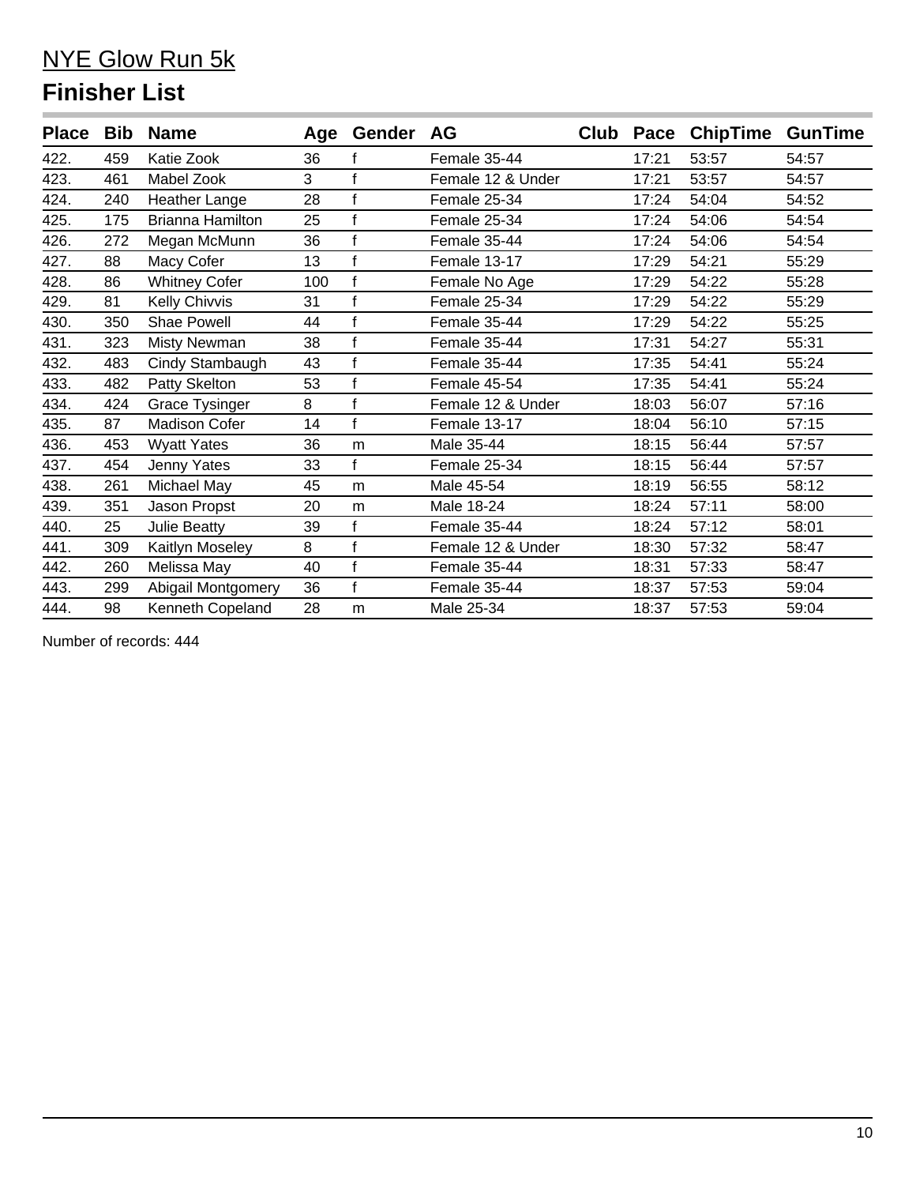NYE Glow Run 5k

# Finisher List

| Place | Bib | Name | Age | Gender | AG | Club | Pace | ChipTime | GunTime |
|---|---|---|---|---|---|---|---|---|---|
| 422. | 459 | Katie Zook | 36 | f | Female 35-44 | | 17:21 | 53:57 | 54:57 |
| 423. | 461 | Mabel Zook | 3 | f | Female 12 & Under | | 17:21 | 53:57 | 54:57 |
| 424. | 240 | Heather Lange | 28 | f | Female 25-34 | | 17:24 | 54:04 | 54:52 |
| 425. | 175 | Brianna Hamilton | 25 | f | Female 25-34 | | 17:24 | 54:06 | 54:54 |
| 426. | 272 | Megan McMunn | 36 | f | Female 35-44 | | 17:24 | 54:06 | 54:54 |
| 427. | 88 | Macy Cofer | 13 | f | Female 13-17 | | 17:29 | 54:21 | 55:29 |
| 428. | 86 | Whitney Cofer | 100 | f | Female No Age | | 17:29 | 54:22 | 55:28 |
| 429. | 81 | Kelly Chivvis | 31 | f | Female 25-34 | | 17:29 | 54:22 | 55:29 |
| 430. | 350 | Shae Powell | 44 | f | Female 35-44 | | 17:29 | 54:22 | 55:25 |
| 431. | 323 | Misty Newman | 38 | f | Female 35-44 | | 17:31 | 54:27 | 55:31 |
| 432. | 483 | Cindy Stambaugh | 43 | f | Female 35-44 | | 17:35 | 54:41 | 55:24 |
| 433. | 482 | Patty Skelton | 53 | f | Female 45-54 | | 17:35 | 54:41 | 55:24 |
| 434. | 424 | Grace Tysinger | 8 | f | Female 12 & Under | | 18:03 | 56:07 | 57:16 |
| 435. | 87 | Madison Cofer | 14 | f | Female 13-17 | | 18:04 | 56:10 | 57:15 |
| 436. | 453 | Wyatt Yates | 36 | m | Male 35-44 | | 18:15 | 56:44 | 57:57 |
| 437. | 454 | Jenny Yates | 33 | f | Female 25-34 | | 18:15 | 56:44 | 57:57 |
| 438. | 261 | Michael May | 45 | m | Male 45-54 | | 18:19 | 56:55 | 58:12 |
| 439. | 351 | Jason Propst | 20 | m | Male 18-24 | | 18:24 | 57:11 | 58:00 |
| 440. | 25 | Julie Beatty | 39 | f | Female 35-44 | | 18:24 | 57:12 | 58:01 |
| 441. | 309 | Kaitlyn Moseley | 8 | f | Female 12 & Under | | 18:30 | 57:32 | 58:47 |
| 442. | 260 | Melissa May | 40 | f | Female 35-44 | | 18:31 | 57:33 | 58:47 |
| 443. | 299 | Abigail Montgomery | 36 | f | Female 35-44 | | 18:37 | 57:53 | 59:04 |
| 444. | 98 | Kenneth Copeland | 28 | m | Male 25-34 | | 18:37 | 57:53 | 59:04 |

Number of records: 444